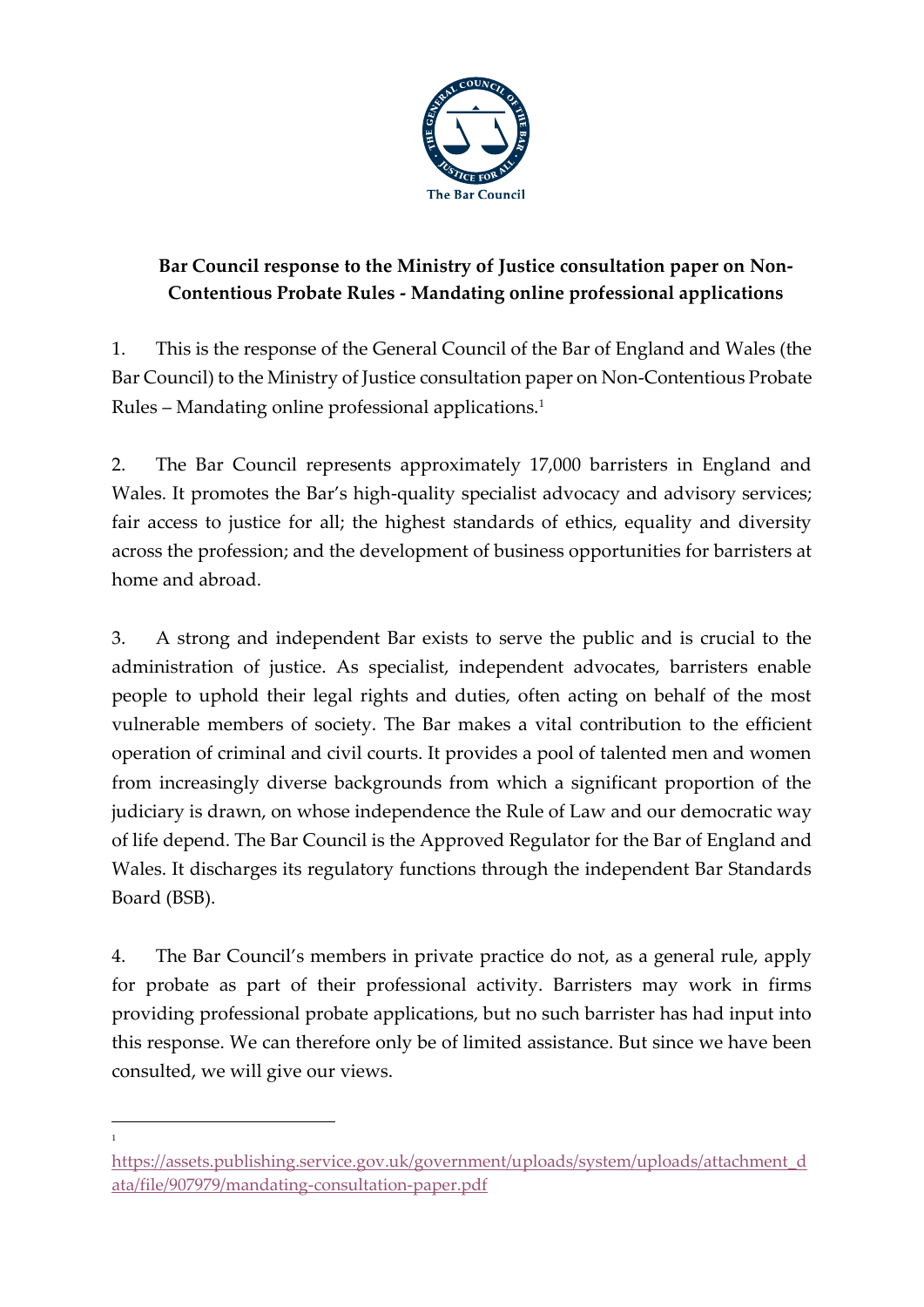The Bar Council

**Bar Council response to the Ministry of Justice consultation paper on Non-Contentious Probate Rules - Mandating online professional applications**

1. This is the response of the General Council of the Bar of England and Wales (the Bar Council) to the Ministry of Justice consultation paper on Non-Contentious Probate Rules – Mandating online professional applications.[1]

2. The Bar Council represents approximately 17,000 barristers in England and Wales. It promotes the Bar's high-quality specialist advocacy and advisory services; fair access to justice for all; the highest standards of ethics, equality and diversity across the profession; and the development of business opportunities for barristers at home and abroad.

3. A strong and independent Bar exists to serve the public and is crucial to the administration of justice. As specialist, independent advocates, barristers enable people to uphold their legal rights and duties, often acting on behalf of the most vulnerable members of society. The Bar makes a vital contribution to the efficient operation of criminal and civil courts. It provides a pool of talented men and women from increasingly diverse backgrounds from which a significant proportion of the judiciary is drawn, on whose independence the Rule of Law and our democratic way of life depend. The Bar Council is the Approved Regulator for the Bar of England and Wales. It discharges its regulatory functions through the independent Bar Standards Board (BSB).

4. The Bar Council's members in private practice do not, as a general rule, apply for probate as part of their professional activity. Barristers may work in firms providing professional probate applications, but no such barrister has had input into this response. We can therefore only be of limited assistance. But since we have been consulted, we will give our views.

---

[1] https://assets.publishing.service.gov.uk/government/uploads/system/uploads/attachment_data/file/907979/mandating-consultation-paper.pdf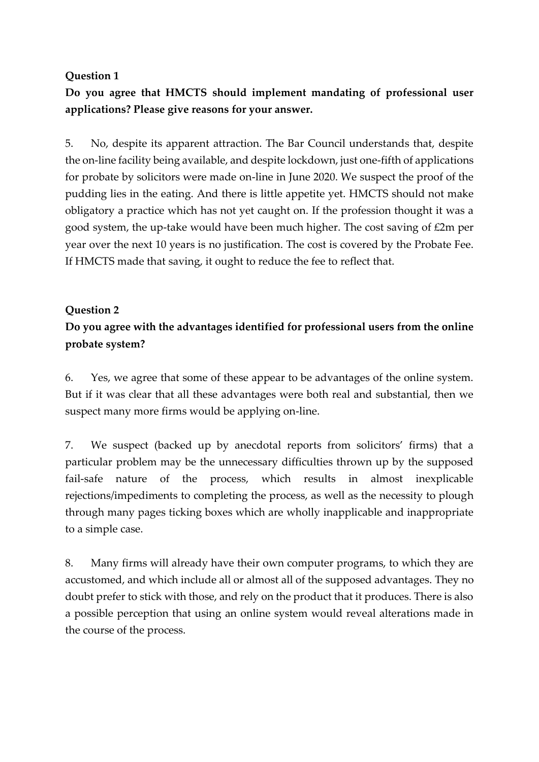**Question 1**

**Do you agree that HMCTS should implement mandating of professional user applications? Please give reasons for your answer.**

5. No, despite its apparent attraction. The Bar Council understands that, despite the on-line facility being available, and despite lockdown, just one-fifth of applications for probate by solicitors were made on-line in June 2020. We suspect the proof of the pudding lies in the eating. And there is little appetite yet. HMCTS should not make obligatory a practice which has not yet caught on. If the profession thought it was a good system, the up-take would have been much higher. The cost saving of £2m per year over the next 10 years is no justification. The cost is covered by the Probate Fee. If HMCTS made that saving, it ought to reduce the fee to reflect that.

**Question 2**

**Do you agree with the advantages identified for professional users from the online probate system?**

6. Yes, we agree that some of these appear to be advantages of the online system. But if it was clear that all these advantages were both real and substantial, then we suspect many more firms would be applying on-line.

7. We suspect (backed up by anecdotal reports from solicitors' firms) that a particular problem may be the unnecessary difficulties thrown up by the supposed fail-safe nature of the process, which results in almost inexplicable rejections/impediments to completing the process, as well as the necessity to plough through many pages ticking boxes which are wholly inapplicable and inappropriate to a simple case.

8. Many firms will already have their own computer programs, to which they are accustomed, and which include all or almost all of the supposed advantages. They no doubt prefer to stick with those, and rely on the product that it produces. There is also a possible perception that using an online system would reveal alterations made in the course of the process.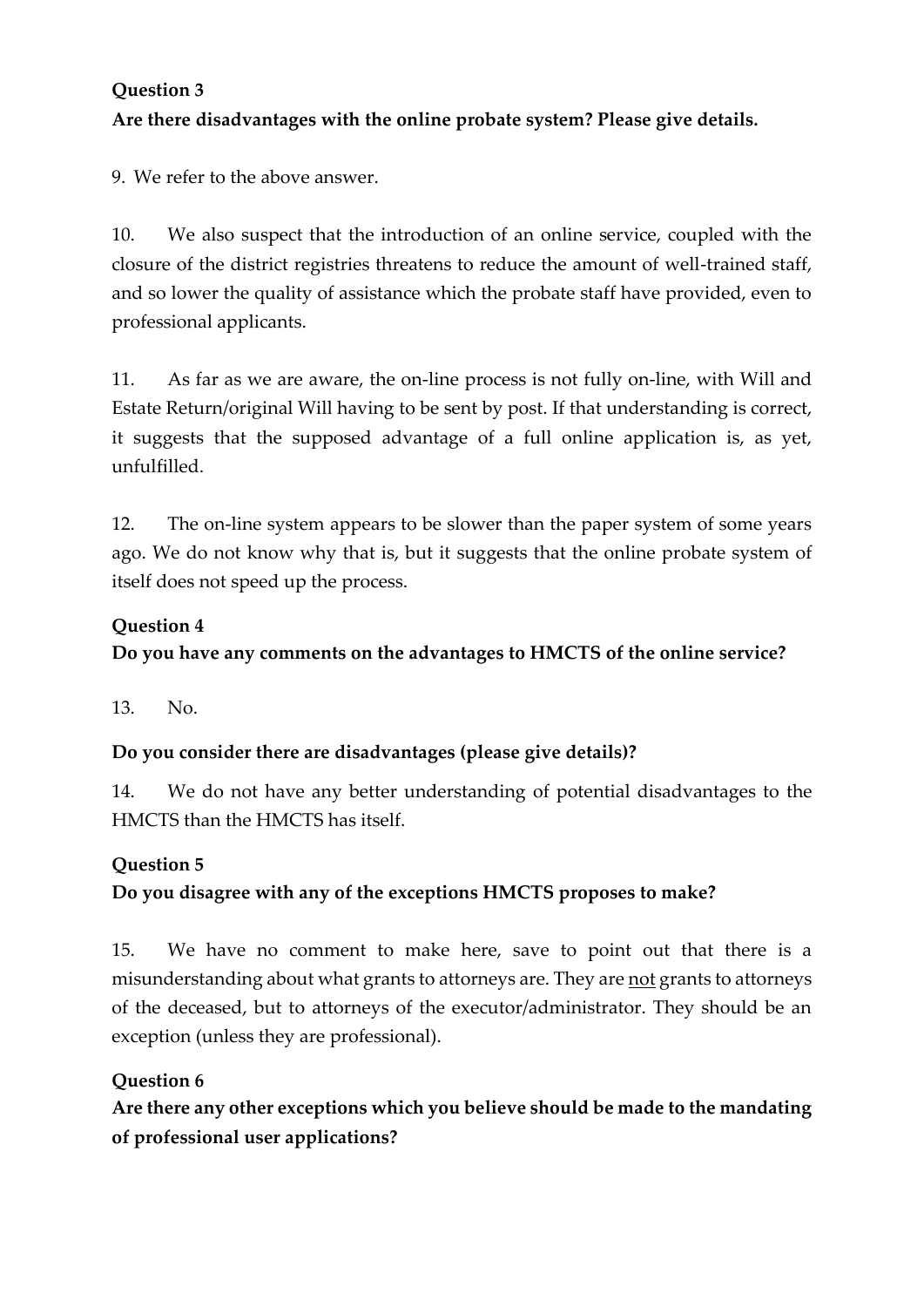**Question 3**

**Are there disadvantages with the online probate system? Please give details.**

9. We refer to the above answer.

10. We also suspect that the introduction of an online service, coupled with the closure of the district registries threatens to reduce the amount of well-trained staff, and so lower the quality of assistance which the probate staff have provided, even to professional applicants.

11. As far as we are aware, the on-line process is not fully on-line, with Will and Estate Return/original Will having to be sent by post. If that understanding is correct, it suggests that the supposed advantage of a full online application is, as yet, unfulfilled.

12. The on-line system appears to be slower than the paper system of some years ago. We do not know why that is, but it suggests that the online probate system of itself does not speed up the process.

**Question 4**

**Do you have any comments on the advantages to HMCTS of the online service?**

13. No.

**Do you consider there are disadvantages (please give details)?**

14. We do not have any better understanding of potential disadvantages to the HMCTS than the HMCTS has itself.

**Question 5**

**Do you disagree with any of the exceptions HMCTS proposes to make?**

15. We have no comment to make here, save to point out that there is a misunderstanding about what grants to attorneys are. They are <u>not</u> grants to attorneys of the deceased, but to attorneys of the executor/administrator. They should be an exception (unless they are professional).

**Question 6**

**Are there any other exceptions which you believe should be made to the mandating of professional user applications?**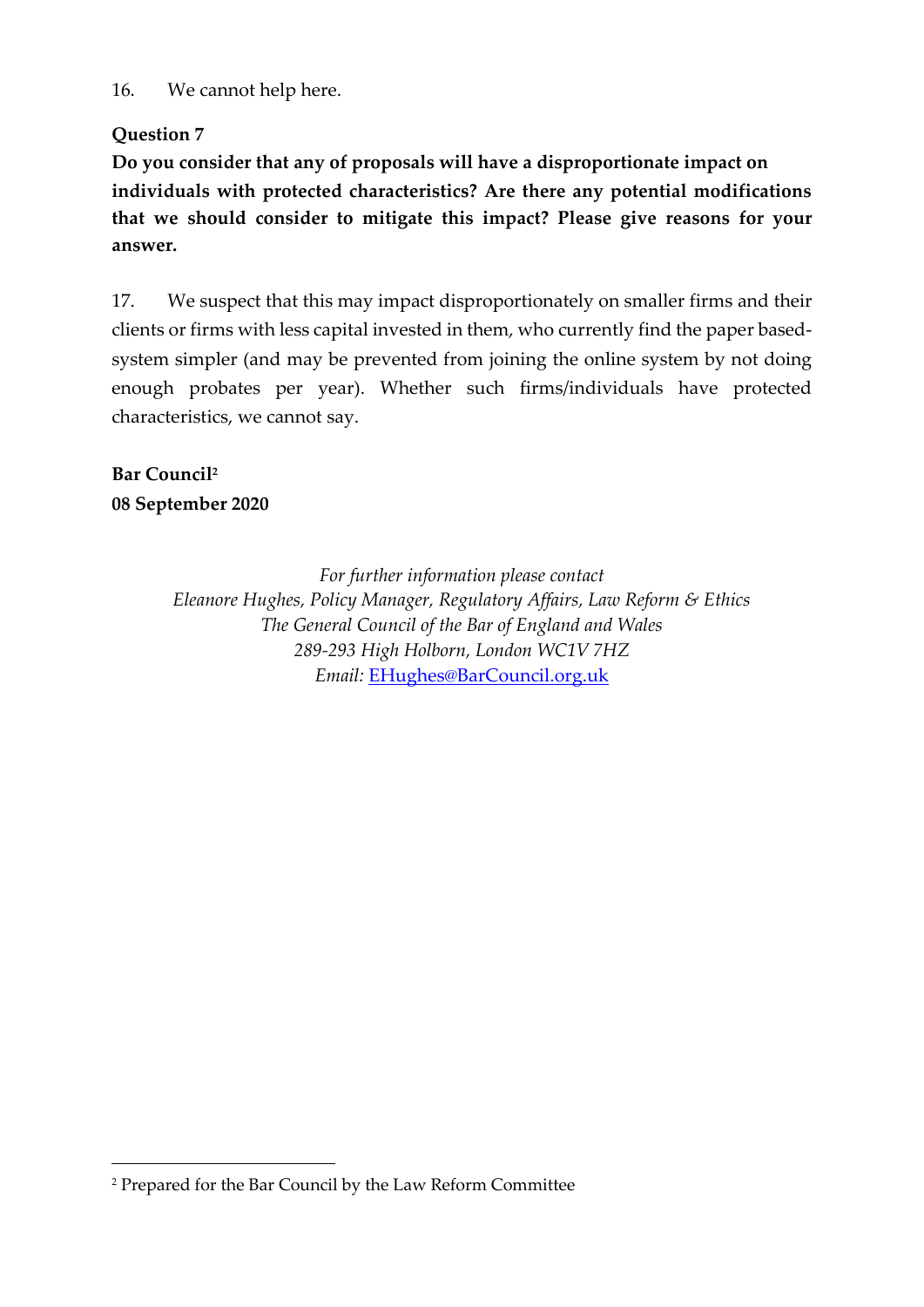16. We cannot help here.

**Question 7**

**Do you consider that any of proposals will have a disproportionate impact on individuals with protected characteristics? Are there any potential modifications that we should consider to mitigate this impact? Please give reasons for your answer.**

17. We suspect that this may impact disproportionately on smaller firms and their clients or firms with less capital invested in them, who currently find the paper based-system simpler (and may be prevented from joining the online system by not doing enough probates per year). Whether such firms/individuals have protected characteristics, we cannot say.

**Bar Council**[2]
**08 September 2020**

*For further information please contact*
*Eleanore Hughes, Policy Manager, Regulatory Affairs, Law Reform & Ethics*
*The General Council of the Bar of England and Wales*
*289-293 High Holborn, London WC1V 7HZ*
*Email:* EHughes@BarCouncil.org.uk

[2] Prepared for the Bar Council by the Law Reform Committee